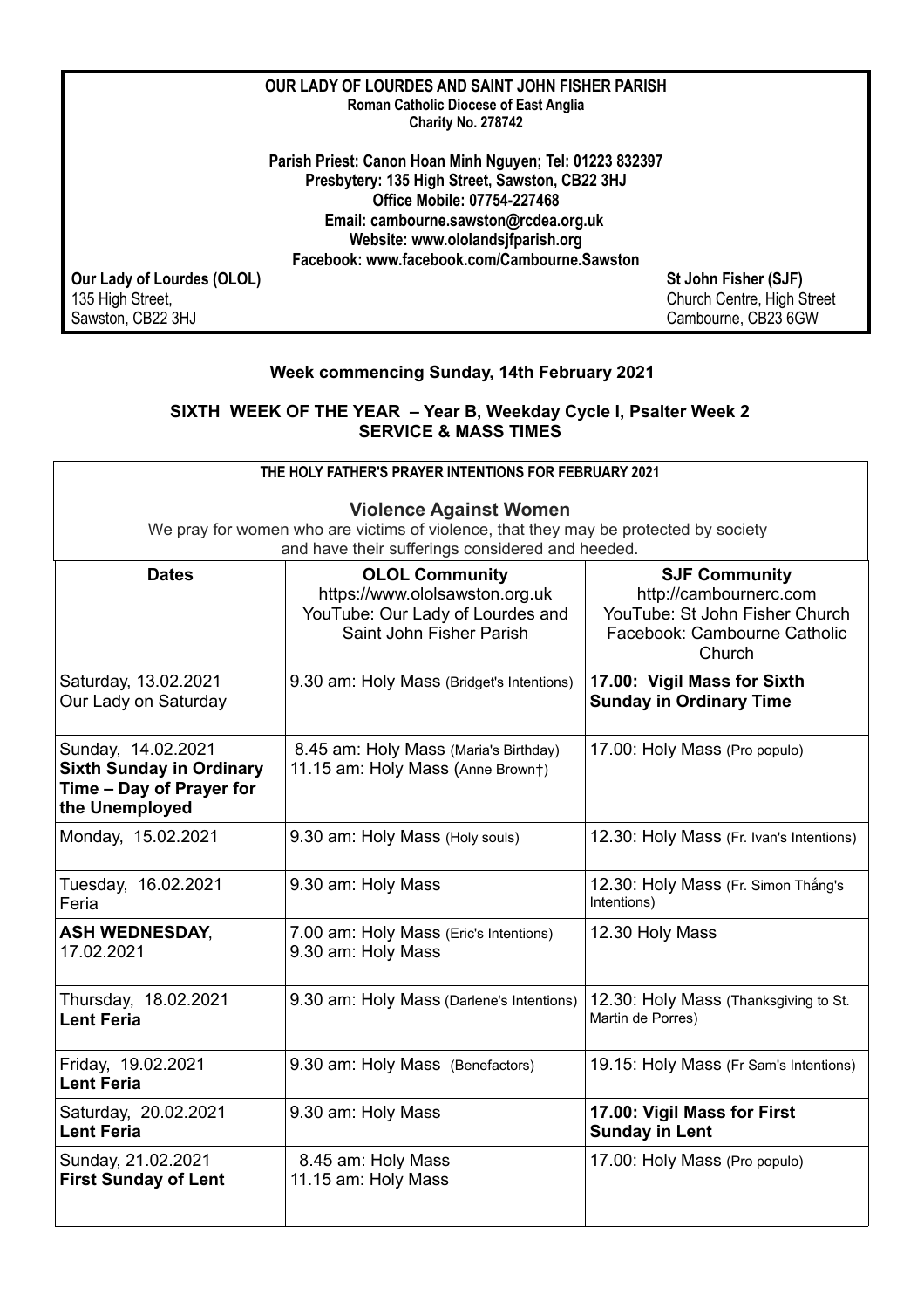**OUR LADY OF LOURDES AND SAINT JOHN FISHER PARISH**
**Roman Catholic Diocese of East Anglia**
**Charity No. 278742**

**Parish Priest: Canon Hoan Minh Nguyen; Tel: 01223 832397**
**Presbytery: 135 High Street, Sawston, CB22 3HJ**
**Office Mobile: 07754-227468**
**Email: cambourne.sawston@rcdea.org.uk**
**Website: www.ololandsjfparish.org**
**Facebook: www.facebook.com/Cambourne.Sawston**

**Our Lady of Lourdes (OLOL)**
135 High Street,
Sawston, CB22 3HJ

**St John Fisher (SJF)**
Church Centre, High Street
Cambourne, CB23 6GW

**Week commencing Sunday, 14th February 2021**

**SIXTH WEEK OF THE YEAR – Year B, Weekday Cycle I, Psalter Week 2**
**SERVICE & MASS TIMES**

**THE HOLY FATHER'S PRAYER INTENTIONS FOR FEBRUARY 2021**

**Violence Against Women**
We pray for women who are victims of violence, that they may be protected by society and have their sufferings considered and heeded.

| **Dates** | **OLOL Community** https://www.ololsawston.org.uk YouTube: Our Lady of Lourdes and Saint John Fisher Parish | **SJF Community** http://cambournerc.com YouTube: St John Fisher Church Facebook: Cambourne Catholic Church |
|---|---|---|
| Saturday, 13.02.2021 Our Lady on Saturday | 9.30 am: Holy Mass (Bridget's Intentions) | **17.00: Vigil Mass for Sixth Sunday in Ordinary Time** |
| Sunday, 14.02.2021 **Sixth Sunday in Ordinary Time – Day of Prayer for the Unemployed** | 8.45 am: Holy Mass (Maria's Birthday) 11.15 am: Holy Mass (Anne Brown†) | 17.00: Holy Mass (Pro populo) |
| Monday, 15.02.2021 | 9.30 am: Holy Mass (Holy souls) | 12.30: Holy Mass (Fr. Ivan's Intentions) |
| Tuesday, 16.02.2021 Feria | 9.30 am: Holy Mass | 12.30: Holy Mass (Fr. Simon Thắng's Intentions) |
| **ASH WEDNESDAY**, 17.02.2021 | 7.00 am: Holy Mass (Eric's Intentions) 9.30 am: Holy Mass | 12.30 Holy Mass |
| Thursday, 18.02.2021 **Lent Feria** | 9.30 am: Holy Mass (Darlene's Intentions) | 12.30: Holy Mass (Thanksgiving to St. Martin de Porres) |
| Friday, 19.02.2021 **Lent Feria** | 9.30 am: Holy Mass (Benefactors) | 19.15: Holy Mass (Fr Sam's Intentions) |
| Saturday, 20.02.2021 **Lent Feria** | 9.30 am: Holy Mass | **17.00: Vigil Mass for First Sunday in Lent** |
| Sunday, 21.02.2021 **First Sunday of Lent** | 8.45 am: Holy Mass 11.15 am: Holy Mass | 17.00: Holy Mass (Pro populo) |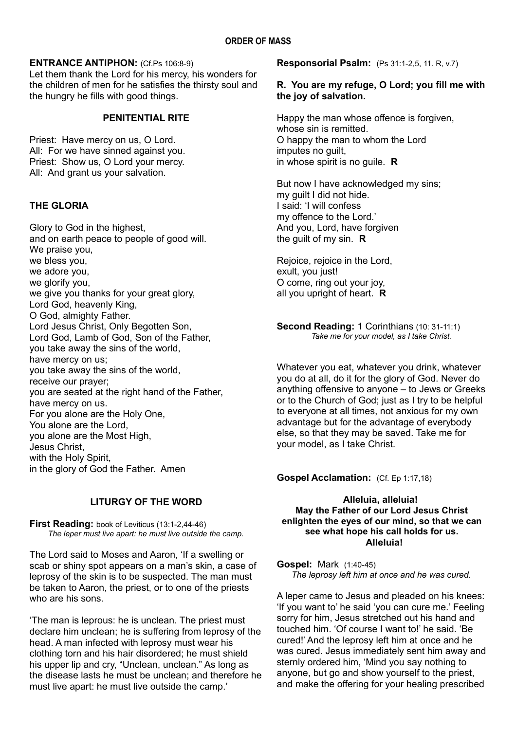## ORDER OF MASS

**ENTRANCE ANTIPHON:** (Cf.Ps 106:8-9)
Let them thank the Lord for his mercy, his wonders for the children of men for he satisfies the thirsty soul and the hungry he fills with good things.

### PENITENTIAL RITE

Priest: Have mercy on us, O Lord.
All: For we have sinned against you.
Priest: Show us, O Lord your mercy.
All: And grant us your salvation.

### THE GLORIA

Glory to God in the highest,
and on earth peace to people of good will.
We praise you,
we bless you,
we adore you,
we glorify you,
we give you thanks for your great glory,
Lord God, heavenly King,
O God, almighty Father.
Lord Jesus Christ, Only Begotten Son,
Lord God, Lamb of God, Son of the Father,
you take away the sins of the world,
have mercy on us;
you take away the sins of the world,
receive our prayer;
you are seated at the right hand of the Father,
have mercy on us.
For you alone are the Holy One,
You alone are the Lord,
you alone are the Most High,
Jesus Christ,
with the Holy Spirit,
in the glory of God the Father. Amen

### LITURGY OF THE WORD

**First Reading:** book of Leviticus (13:1-2,44-46)
*The leper must live apart: he must live outside the camp.*

The Lord said to Moses and Aaron, 'If a swelling or scab or shiny spot appears on a man's skin, a case of leprosy of the skin is to be suspected. The man must be taken to Aaron, the priest, or to one of the priests who are his sons.

'The man is leprous: he is unclean. The priest must declare him unclean; he is suffering from leprosy of the head. A man infected with leprosy must wear his clothing torn and his hair disordered; he must shield his upper lip and cry, "Unclean, unclean." As long as the disease lasts he must be unclean; and therefore he must live apart: he must live outside the camp.'

**Responsorial Psalm:** (Ps 31:1-2,5, 11. R, v.7)

**R. You are my refuge, O Lord; you fill me with the joy of salvation.**

Happy the man whose offence is forgiven,
whose sin is remitted.
O happy the man to whom the Lord
imputes no guilt,
in whose spirit is no guile. **R**

But now I have acknowledged my sins;
my guilt I did not hide.
I said: 'I will confess
my offence to the Lord.'
And you, Lord, have forgiven
the guilt of my sin. **R**

Rejoice, rejoice in the Lord,
exult, you just!
O come, ring out your joy,
all you upright of heart. **R**

**Second Reading:** 1 Corinthians (10: 31-11:1)
*Take me for your model, as I take Christ.*

Whatever you eat, whatever you drink, whatever you do at all, do it for the glory of God. Never do anything offensive to anyone – to Jews or Greeks or to the Church of God; just as I try to be helpful to everyone at all times, not anxious for my own advantage but for the advantage of everybody else, so that they may be saved. Take me for your model, as I take Christ.

**Gospel Acclamation:** (Cf. Ep 1:17,18)

**Alleluia, alleluia!**
**May the Father of our Lord Jesus Christ enlighten the eyes of our mind, so that we can see what hope his call holds for us.**
**Alleluia!**

**Gospel:** Mark (1:40-45)
*The leprosy left him at once and he was cured.*

A leper came to Jesus and pleaded on his knees: 'If you want to' he said 'you can cure me.' Feeling sorry for him, Jesus stretched out his hand and touched him. 'Of course I want to!' he said. 'Be cured!' And the leprosy left him at once and he was cured. Jesus immediately sent him away and sternly ordered him, 'Mind you say nothing to anyone, but go and show yourself to the priest, and make the offering for your healing prescribed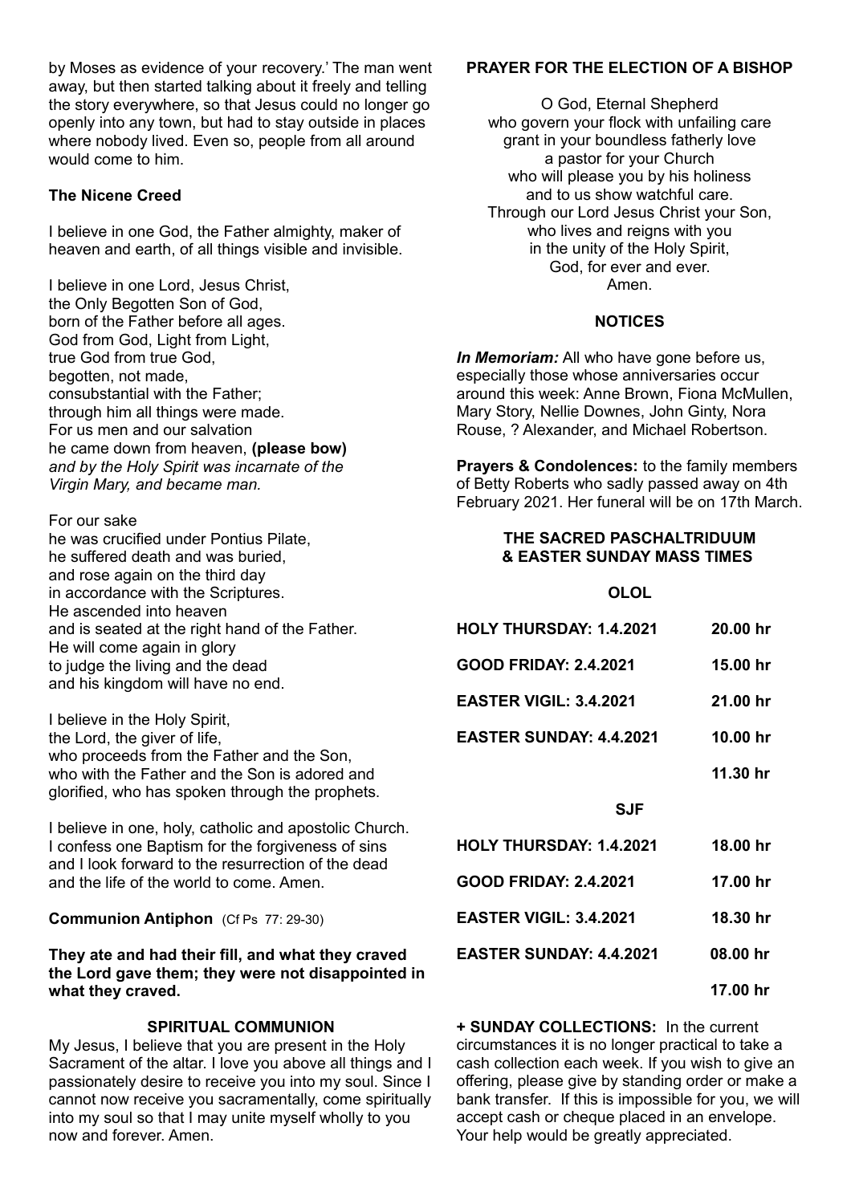by Moses as evidence of your recovery.' The man went away, but then started talking about it freely and telling the story everywhere, so that Jesus could no longer go openly into any town, but had to stay outside in places where nobody lived. Even so, people from all around would come to him.

**The Nicene Creed**

I believe in one God, the Father almighty, maker of heaven and earth, of all things visible and invisible.

I believe in one Lord, Jesus Christ,
the Only Begotten Son of God,
born of the Father before all ages.
God from God, Light from Light,
true God from true God,
begotten, not made,
consubstantial with the Father;
through him all things were made.
For us men and our salvation
he came down from heaven, **(please bow)**
*and by the Holy Spirit was incarnate of the Virgin Mary, and became man.*

For our sake
he was crucified under Pontius Pilate,
he suffered death and was buried,
and rose again on the third day
in accordance with the Scriptures.
He ascended into heaven
and is seated at the right hand of the Father.
He will come again in glory
to judge the living and the dead
and his kingdom will have no end.

I believe in the Holy Spirit,
the Lord, the giver of life,
who proceeds from the Father and the Son,
who with the Father and the Son is adored and glorified, who has spoken through the prophets.

I believe in one, holy, catholic and apostolic Church.
I confess one Baptism for the forgiveness of sins
and I look forward to the resurrection of the dead
and the life of the world to come. Amen.

**Communion Antiphon** (Cf Ps 77: 29-30)

**They ate and had their fill, and what they craved the Lord gave them; they were not disappointed in what they craved.**

**SPIRITUAL COMMUNION**

My Jesus, I believe that you are present in the Holy Sacrament of the altar. I love you above all things and I passionately desire to receive you into my soul. Since I cannot now receive you sacramentally, come spiritually into my soul so that I may unite myself wholly to you now and forever. Amen.

**PRAYER FOR THE ELECTION OF A BISHOP**

O God, Eternal Shepherd
who govern your flock with unfailing care
grant in your boundless fatherly love
a pastor for your Church
who will please you by his holiness
and to us show watchful care.
Through our Lord Jesus Christ your Son,
who lives and reigns with you
in the unity of the Holy Spirit,
God, for ever and ever.
Amen.

**NOTICES**

***In Memoriam:*** All who have gone before us, especially those whose anniversaries occur around this week: Anne Brown, Fiona McMullen, Mary Story, Nellie Downes, John Ginty, Nora Rouse, ? Alexander, and Michael Robertson.

**Prayers & Condolences:** to the family members of Betty Roberts who sadly passed away on 4th February 2021. Her funeral will be on 17th March.

**THE SACRED PASCHALTRIDUUM & EASTER SUNDAY MASS TIMES**

**OLOL**

| | |
|---|---|
| **HOLY THURSDAY: 1.4.2021** | **20.00 hr** |
| **GOOD FRIDAY: 2.4.2021** | **15.00 hr** |
| **EASTER VIGIL: 3.4.2021** | **21.00 hr** |
| **EASTER SUNDAY: 4.4.2021** | **10.00 hr** |
| | **11.30 hr** |

**SJF**

| | |
|---|---|
| **HOLY THURSDAY: 1.4.2021** | **18.00 hr** |
| **GOOD FRIDAY: 2.4.2021** | **17.00 hr** |
| **EASTER VIGIL: 3.4.2021** | **18.30 hr** |
| **EASTER SUNDAY: 4.4.2021** | **08.00 hr** |
| | **17.00 hr** |

**+ SUNDAY COLLECTIONS:** In the current circumstances it is no longer practical to take a cash collection each week. If you wish to give an offering, please give by standing order or make a bank transfer. If this is impossible for you, we will accept cash or cheque placed in an envelope. Your help would be greatly appreciated.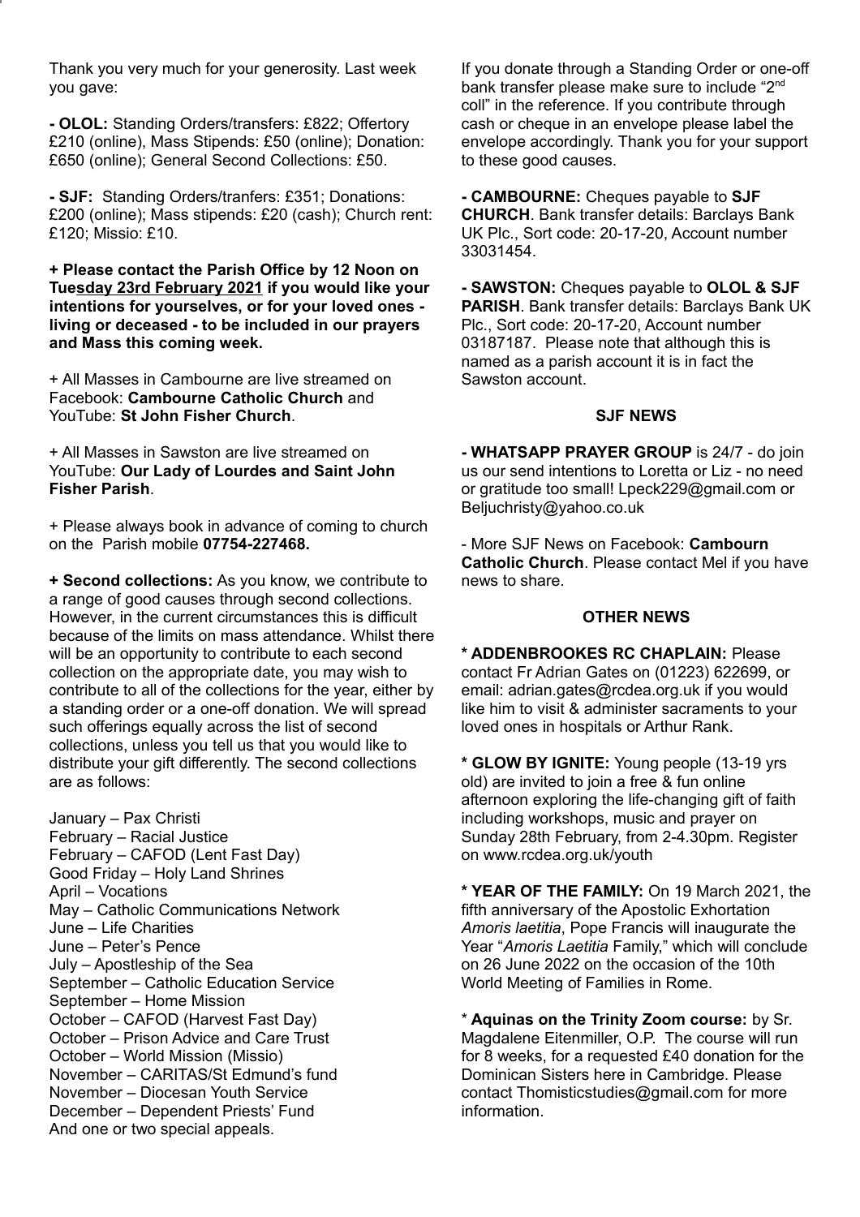Thank you very much for your generosity. Last week you gave:

**- OLOL:** Standing Orders/transfers: £822; Offertory £210 (online), Mass Stipends: £50 (online); Donation: £650 (online); General Second Collections: £50.

**- SJF:** Standing Orders/tranfers: £351; Donations: £200 (online); Mass stipends: £20 (cash); Church rent: £120; Missio: £10.

**+ Please contact the Parish Office by 12 Noon on Tuesday 23rd February 2021 if you would like your intentions for yourselves, or for your loved ones - living or deceased - to be included in our prayers and Mass this coming week.**

+ All Masses in Cambourne are live streamed on Facebook: **Cambourne Catholic Church** and YouTube: **St John Fisher Church**.

+ All Masses in Sawston are live streamed on YouTube: **Our Lady of Lourdes and Saint John Fisher Parish**.

+ Please always book in advance of coming to church on the Parish mobile **07754-227468.**

**+ Second collections:** As you know, we contribute to a range of good causes through second collections. However, in the current circumstances this is difficult because of the limits on mass attendance. Whilst there will be an opportunity to contribute to each second collection on the appropriate date, you may wish to contribute to all of the collections for the year, either by a standing order or a one-off donation. We will spread such offerings equally across the list of second collections, unless you tell us that you would like to distribute your gift differently. The second collections are as follows:

January – Pax Christi
February – Racial Justice
February – CAFOD (Lent Fast Day)
Good Friday – Holy Land Shrines
April – Vocations
May – Catholic Communications Network
June – Life Charities
June – Peter's Pence
July – Apostleship of the Sea
September – Catholic Education Service
September – Home Mission
October – CAFOD (Harvest Fast Day)
October – Prison Advice and Care Trust
October – World Mission (Missio)
November – CARITAS/St Edmund's fund
November – Diocesan Youth Service
December – Dependent Priests' Fund
And one or two special appeals.

If you donate through a Standing Order or one-off bank transfer please make sure to include "2nd coll" in the reference. If you contribute through cash or cheque in an envelope please label the envelope accordingly. Thank you for your support to these good causes.

**- CAMBOURNE:** Cheques payable to **SJF CHURCH**. Bank transfer details: Barclays Bank UK Plc., Sort code: 20-17-20, Account number 33031454.

**- SAWSTON:** Cheques payable to **OLOL & SJF PARISH**. Bank transfer details: Barclays Bank UK Plc., Sort code: 20-17-20, Account number 03187187. Please note that although this is named as a parish account it is in fact the Sawston account.

## SJF NEWS

**- WHATSAPP PRAYER GROUP** is 24/7 - do join us our send intentions to Loretta or Liz - no need or gratitude too small! Lpeck229@gmail.com or Beljuchristy@yahoo.co.uk

- More SJF News on Facebook: **Cambourn Catholic Church**. Please contact Mel if you have news to share.

## OTHER NEWS

**\* ADDENBROOKES RC CHAPLAIN:** Please contact Fr Adrian Gates on (01223) 622699, or email: adrian.gates@rcdea.org.uk if you would like him to visit & administer sacraments to your loved ones in hospitals or Arthur Rank.

**\* GLOW BY IGNITE:** Young people (13-19 yrs old) are invited to join a free & fun online afternoon exploring the life-changing gift of faith including workshops, music and prayer on Sunday 28th February, from 2-4.30pm. Register on www.rcdea.org.uk/youth

**\* YEAR OF THE FAMILY:** On 19 March 2021, the fifth anniversary of the Apostolic Exhortation *Amoris laetitia*, Pope Francis will inaugurate the Year "*Amoris Laetitia* Family," which will conclude on 26 June 2022 on the occasion of the 10th World Meeting of Families in Rome.

\* **Aquinas on the Trinity Zoom course:** by Sr. Magdalene Eitenmiller, O.P. The course will run for 8 weeks, for a requested £40 donation for the Dominican Sisters here in Cambridge. Please contact Thomisticstudies@gmail.com for more information.